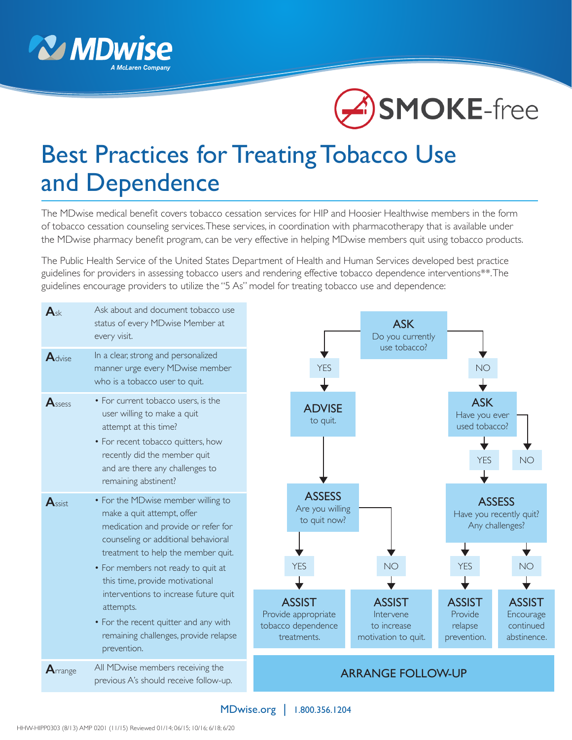# Best Practices for Treating Tobacco Use and Dependence

The MDwise medical benefit covers tobacco cessation services for HIP and Hoosier Healthwise members in the form of tobacco cessation counseling services. These services, in coordination with pharmacotherapy that is available under the MDwise pharmacy benefit program, can be very effective in helping MDwise members quit using tobacco products.

The Public Health Service of the United States Department of Health and Human Services developed best practice guidelines for providers in assessing tobacco users and rendering effective tobacco dependence interventions**. The guidelines encourage providers to utilize the "5 As" model for treating tobacco use and dependence:

| | |
|---|---|
| **A**sk | Ask about and document tobacco use status of every MDwise Member at every visit. |
| **A**dvise | In a clear, strong and personalized manner urge every MDwise member who is a tobacco user to quit. |
| **A**ssess | • For current tobacco users, is the user willing to make a quit attempt at this time? • For recent tobacco quitters, how recently did the member quit and are there any challenges to remaining abstinent? |
| **A**ssist | • For the MDwise member willing to make a quit attempt, offer medication and provide or refer for counseling or additional behavioral treatment to help the member quit. • For members not ready to quit at this time, provide motivational interventions to increase future quit attempts. • For the recent quitter and any with remaining challenges, provide relapse prevention. |
| **A**rrange | All MDwise members receiving the previous A's should receive follow-up. |

**ASK** – Do you currently use tobacco?

- **YES** → **ADVISE** to quit. → **ASSESS** – Are you willing to quit now?
  - **YES** → **ASSIST** – Provide appropriate tobacco dependence treatments.
  - **NO** → **ASSIST** – Intervene to increase motivation to quit.
- **NO** → **ASK** – Have you ever used tobacco?
  - **YES** → **ASSESS** – Have you recently quit? Any challenges?
    - **YES** → **ASSIST** – Provide relapse prevention.
    - **NO** → **ASSIST** – Encourage continued abstinence.
  - **NO**

**ARRANGE FOLLOW-UP**

MDwise.org | 1.800.356.1204

HHW-HIPP0303 (8/13) AMP 0201 (11/15) Reviewed 01/14; 06/15; 10/16; 6/18; 6/20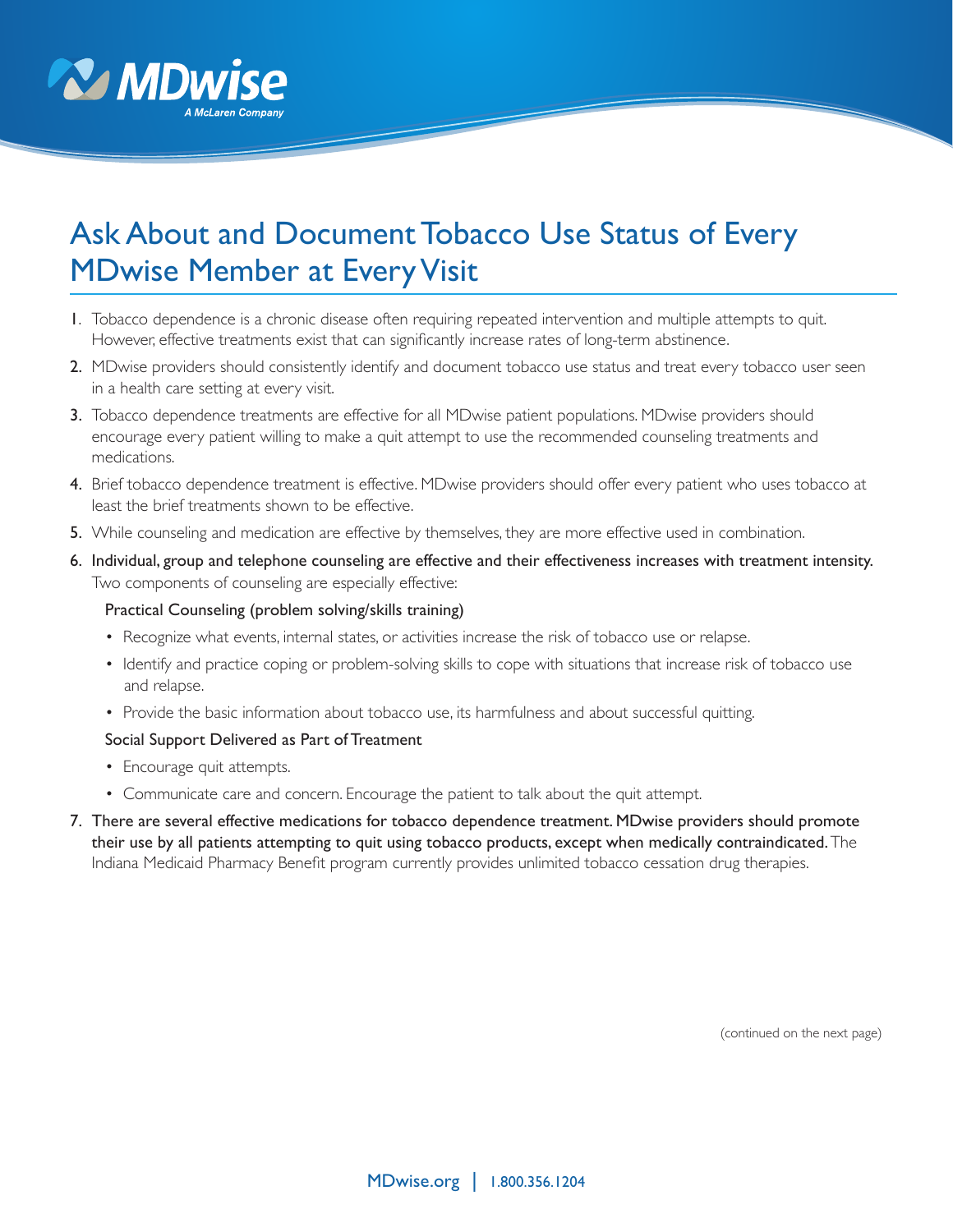# Ask About and Document Tobacco Use Status of Every MDwise Member at Every Visit

1. Tobacco dependence is a chronic disease often requiring repeated intervention and multiple attempts to quit. However, effective treatments exist that can significantly increase rates of long-term abstinence.
2. MDwise providers should consistently identify and document tobacco use status and treat every tobacco user seen in a health care setting at every visit.
3. Tobacco dependence treatments are effective for all MDwise patient populations. MDwise providers should encourage every patient willing to make a quit attempt to use the recommended counseling treatments and medications.
4. Brief tobacco dependence treatment is effective. MDwise providers should offer every patient who uses tobacco at least the brief treatments shown to be effective.
5. While counseling and medication are effective by themselves, they are more effective used in combination.
6. Individual, group and telephone counseling are effective and their effectiveness increases with treatment intensity. Two components of counseling are especially effective:

   Practical Counseling (problem solving/skills training)

   - Recognize what events, internal states, or activities increase the risk of tobacco use or relapse.
   - Identify and practice coping or problem-solving skills to cope with situations that increase risk of tobacco use and relapse.
   - Provide the basic information about tobacco use, its harmfulness and about successful quitting.

   Social Support Delivered as Part of Treatment

   - Encourage quit attempts.
   - Communicate care and concern. Encourage the patient to talk about the quit attempt.
7. There are several effective medications for tobacco dependence treatment. MDwise providers should promote their use by all patients attempting to quit using tobacco products, except when medically contraindicated. The Indiana Medicaid Pharmacy Benefit program currently provides unlimited tobacco cessation drug therapies.

(continued on the next page)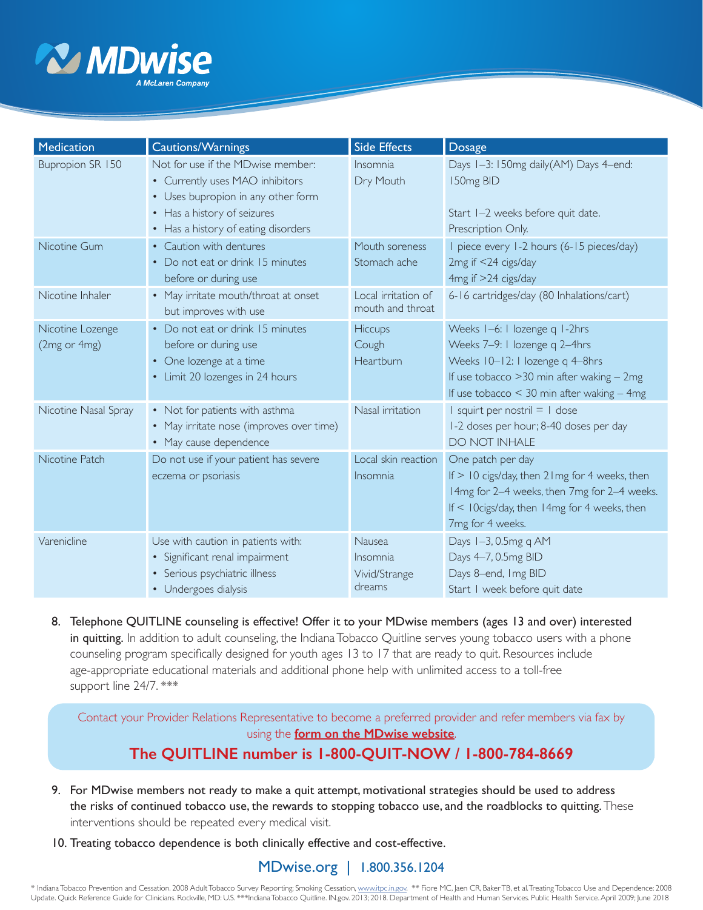| Medication | Cautions/Warnings | Side Effects | Dosage |
|---|---|---|---|
| Bupropion SR 150 | Not for use if the MDwise member:<br>• Currently uses MAO inhibitors<br>• Uses bupropion in any other form<br>• Has a history of seizures<br>• Has a history of eating disorders | Insomnia<br>Dry Mouth | Days 1–3: 150mg daily(AM) Days 4–end: 150mg BID<br><br>Start 1–2 weeks before quit date.<br>Prescription Only. |
| Nicotine Gum | • Caution with dentures<br>• Do not eat or drink 15 minutes before or during use | Mouth soreness<br>Stomach ache | 1 piece every 1-2 hours (6-15 pieces/day)<br>2mg if <24 cigs/day<br>4mg if >24 cigs/day |
| Nicotine Inhaler | • May irritate mouth/throat at onset but improves with use | Local irritation of mouth and throat | 6-16 cartridges/day (80 Inhalations/cart) |
| Nicotine Lozenge (2mg or 4mg) | • Do not eat or drink 15 minutes before or during use<br>• One lozenge at a time<br>• Limit 20 lozenges in 24 hours | Hiccups<br>Cough<br>Heartburn | Weeks 1–6: 1 lozenge q 1-2hrs<br>Weeks 7–9: 1 lozenge q 2–4hrs<br>Weeks 10–12: 1 lozenge q 4–8hrs<br>If use tobacco >30 min after waking – 2mg<br>If use tobacco < 30 min after waking – 4mg |
| Nicotine Nasal Spray | • Not for patients with asthma<br>• May irritate nose (improves over time)<br>• May cause dependence | Nasal irritation | 1 squirt per nostril = 1 dose<br>1-2 doses per hour; 8-40 doses per day<br>DO NOT INHALE |
| Nicotine Patch | Do not use if your patient has severe eczema or psoriasis | Local skin reaction<br>Insomnia | One patch per day<br>If > 10 cigs/day, then 21mg for 4 weeks, then 14mg for 2–4 weeks, then 7mg for 2–4 weeks.<br>If < 10cigs/day, then 14mg for 4 weeks, then 7mg for 4 weeks. |
| Varenicline | Use with caution in patients with:<br>• Significant renal impairment<br>• Serious psychiatric illness<br>• Undergoes dialysis | Nausea<br>Insomnia<br>Vivid/Strange dreams | Days 1–3, 0.5mg q AM<br>Days 4–7, 0.5mg BID<br>Days 8–end, 1mg BID<br>Start 1 week before quit date |

8. **Telephone QUITLINE counseling is effective! Offer it to your MDwise members (ages 13 and over) interested in quitting.** In addition to adult counseling, the Indiana Tobacco Quitline serves young tobacco users with a phone counseling program specifically designed for youth ages 13 to 17 that are ready to quit. Resources include age-appropriate educational materials and additional phone help with unlimited access to a toll-free support line 24/7. ***

Contact your Provider Relations Representative to become a preferred provider and refer members via fax by using the **form on the MDwise website**.

**The QUITLINE number is 1-800-QUIT-NOW / 1-800-784-8669**

9. **For MDwise members not ready to make a quit attempt, motivational strategies should be used to address the risks of continued tobacco use, the rewards to stopping tobacco use, and the roadblocks to quitting.** These interventions should be repeated every medical visit.

10. **Treating tobacco dependence is both clinically effective and cost-effective.**

MDwise.org | 1.800.356.1204

* Indiana Tobacco Prevention and Cessation. 2008 Adult Tobacco Survey Reporting; Smoking Cessation, www.itpc.in.gov. ** Fiore MC, Jaen CR, Baker TB, et al. Treating Tobacco Use and Dependence: 2008 Update. Quick Reference Guide for Clinicians. Rockville, MD: U.S. ***Indiana Tobacco Quitline. IN.gov. 2013; 2018. Department of Health and Human Services. Public Health Service. April 2009; June 2018